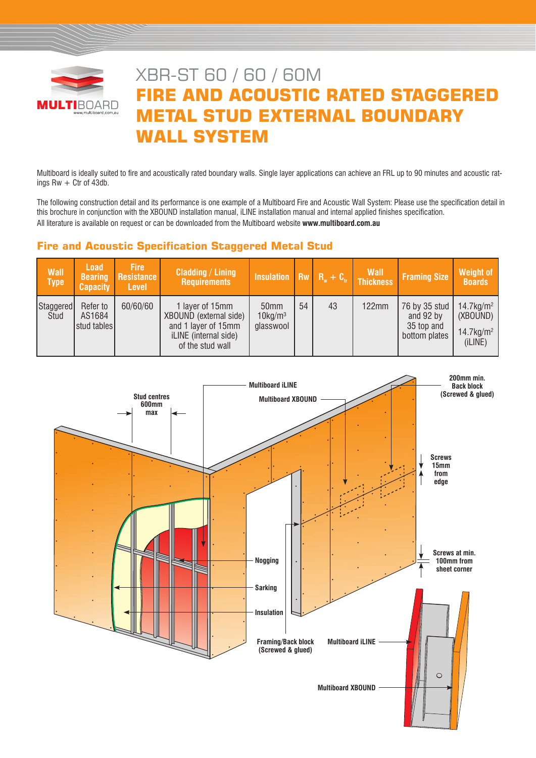# XBR-ST 60 / 60 / 60M

# FIRE AND ACOUSTIC RATED STAGGERED METAL STUD EXTERNAL BOUNDARY WALL SYSTEM

Multiboard is ideally suited to fire and acoustically rated boundary walls. Single layer applications can achieve an FRL up to 90 minutes and acoustic ratings Rw + Ctr of 43db.

The following construction detail and its performance is one example of a Multiboard Fire and Acoustic Wall System: Please use the specification detail in this brochure in conjunction with the XBOUND installation manual, iLINE installation manual and internal applied finishes specification.
All literature is available on request or can be downloaded from the Multiboard website **www.multiboard.com.au**

## Fire and Acoustic Specification Staggered Metal Stud

| Wall Type | Load Bearing Capacity | Fire Resistance Level | Cladding / Lining Requirements | Insulation | Rw | $R_w + C_{tr}$ | Wall Thickness | Framing Size | Weight of Boards |
|---|---|---|---|---|---|---|---|---|---|
| Staggered Stud | Refer to AS1684 stud tables | 60/60/60 | 1 layer of 15mm XBOUND (external side) and 1 layer of 15mm iLINE (internal side) of the stud wall | 50mm 10kg/m$^3$ glasswool | 54 | 43 | 122mm | 76 by 35 stud and 92 by 35 top and bottom plates | 14.7kg/m$^2$ (XBOUND) 14.7kg/m$^2$ (iLINE) |

Stud centres 600mm max

Multiboard iLINE

Multiboard XBOUND

200mm min. Back block (Screwed & glued)

Screws 15mm from edge

Screws at min. 100mm from sheet corner

Nogging

Sarking

Insulation

Framing/Back block (Screwed & glued)

Multiboard iLINE

Multiboard XBOUND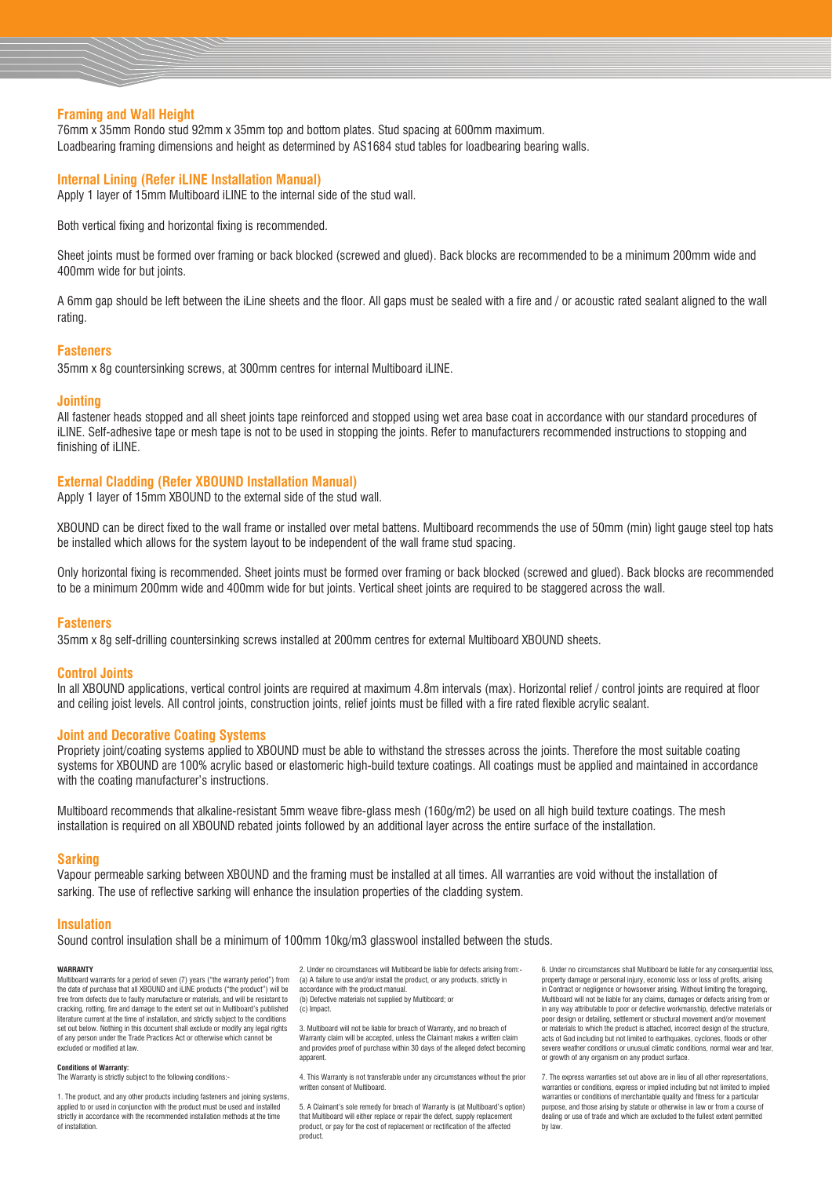## Framing and Wall Height

76mm x 35mm Rondo stud 92mm x 35mm top and bottom plates. Stud spacing at 600mm maximum.
Loadbearing framing dimensions and height as determined by AS1684 stud tables for loadbearing bearing walls.

## Internal Lining (Refer iLINE Installation Manual)

Apply 1 layer of 15mm Multiboard iLINE to the internal side of the stud wall.

Both vertical fixing and horizontal fixing is recommended.

Sheet joints must be formed over framing or back blocked (screwed and glued). Back blocks are recommended to be a minimum 200mm wide and 400mm wide for but joints.

A 6mm gap should be left between the iLine sheets and the floor. All gaps must be sealed with a fire and / or acoustic rated sealant aligned to the wall rating.

## Fasteners

35mm x 8g countersinking screws, at 300mm centres for internal Multiboard iLINE.

## Jointing

All fastener heads stopped and all sheet joints tape reinforced and stopped using wet area base coat in accordance with our standard procedures of iLINE. Self-adhesive tape or mesh tape is not to be used in stopping the joints. Refer to manufacturers recommended instructions to stopping and finishing of iLINE.

## External Cladding (Refer XBOUND Installation Manual)

Apply 1 layer of 15mm XBOUND to the external side of the stud wall.

XBOUND can be direct fixed to the wall frame or installed over metal battens. Multiboard recommends the use of 50mm (min) light gauge steel top hats be installed which allows for the system layout to be independent of the wall frame stud spacing.

Only horizontal fixing is recommended. Sheet joints must be formed over framing or back blocked (screwed and glued). Back blocks are recommended to be a minimum 200mm wide and 400mm wide for but joints. Vertical sheet joints are required to be staggered across the wall.

## Fasteners

35mm x 8g self-drilling countersinking screws installed at 200mm centres for external Multiboard XBOUND sheets.

## Control Joints

In all XBOUND applications, vertical control joints are required at maximum 4.8m intervals (max). Horizontal relief / control joints are required at floor and ceiling joist levels. All control joints, construction joints, relief joints must be filled with a fire rated flexible acrylic sealant.

## Joint and Decorative Coating Systems

Propriety joint/coating systems applied to XBOUND must be able to withstand the stresses across the joints. Therefore the most suitable coating systems for XBOUND are 100% acrylic based or elastomeric high-build texture coatings. All coatings must be applied and maintained in accordance with the coating manufacturer's instructions.

Multiboard recommends that alkaline-resistant 5mm weave fibre-glass mesh (160g/m2) be used on all high build texture coatings. The mesh installation is required on all XBOUND rebated joints followed by an additional layer across the entire surface of the installation.

## Sarking

Vapour permeable sarking between XBOUND and the framing must be installed at all times. All warranties are void without the installation of sarking. The use of reflective sarking will enhance the insulation properties of the cladding system.

## Insulation

Sound control insulation shall be a minimum of 100mm 10kg/m3 glasswool installed between the studs.

**WARRANTY**

Multiboard warrants for a period of seven (7) years ("the warranty period") from the date of purchase that all XBOUND and iLINE products ("the product") will be free from defects due to faulty manufacture or materials, and will be resistant to cracking, rotting, fire and damage to the extent set out in Multiboard's published literature current at the time of installation, and strictly subject to the conditions set out below. Nothing in this document shall exclude or modify any legal rights of any person under the Trade Practices Act or otherwise which cannot be excluded or modified at law.

**Conditions of Warranty:**

The Warranty is strictly subject to the following conditions:-

1. The product, and any other products including fasteners and joining systems, applied to or used in conjunction with the product must be used and installed strictly in accordance with the recommended installation methods at the time of installation.

2. Under no circumstances will Multiboard be liable for defects arising from:-
(a) A failure to use and/or install the product, or any products, strictly in accordance with the product manual.
(b) Defective materials not supplied by Multiboard; or
(c) Impact.

3. Multiboard will not be liable for breach of Warranty, and no breach of Warranty claim will be accepted, unless the Claimant makes a written claim and provides proof of purchase within 30 days of the alleged defect becoming apparent.

4. This Warranty is not transferable under any circumstances without the prior written consent of Multiboard.

5. A Claimant's sole remedy for breach of Warranty is (at Multiboard's option) that Multiboard will either replace or repair the defect, supply replacement product, or pay for the cost of replacement or rectification of the affected product.

6. Under no circumstances shall Multiboard be liable for any consequential loss, property damage or personal injury, economic loss or loss of profits, arising in Contract or negligence or howsoever arising. Without limiting the foregoing, Multiboard will not be liable for any claims, damages or defects arising from or in any way attributable to poor or defective workmanship, defective materials or poor design or detailing, settlement or structural movement and/or movement or materials to which the product is attached, incorrect design of the structure, acts of God including but not limited to earthquakes, cyclones, floods or other severe weather conditions or unusual climatic conditions, normal wear and tear, or growth of any organism on any product surface.

7. The express warranties set out above are in lieu of all other representations, warranties or conditions, express or implied including but not limited to implied warranties or conditions of merchantable quality and fitness for a particular purpose, and those arising by statute or otherwise in law or from a course of dealing or use of trade and which are excluded to the fullest extent permitted by law.